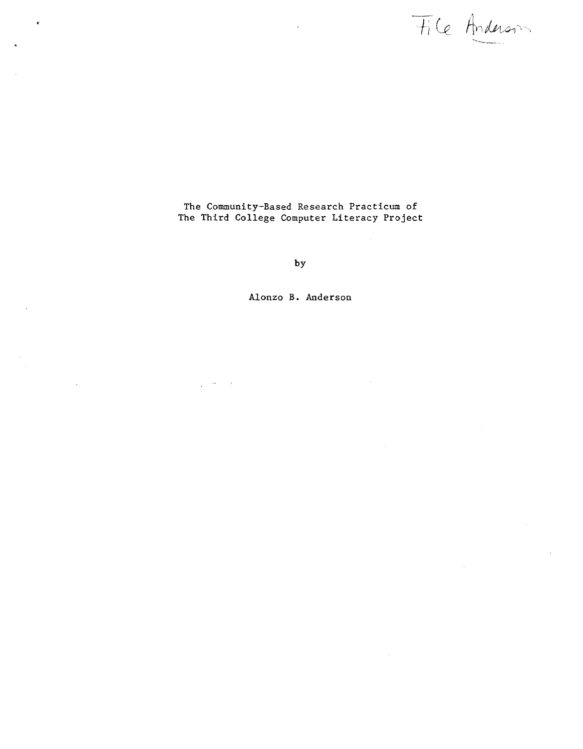File Anderson

# The Community-Based Research Practicum of The Third College Computer Literacy Project

by

Alonzo B. Anderson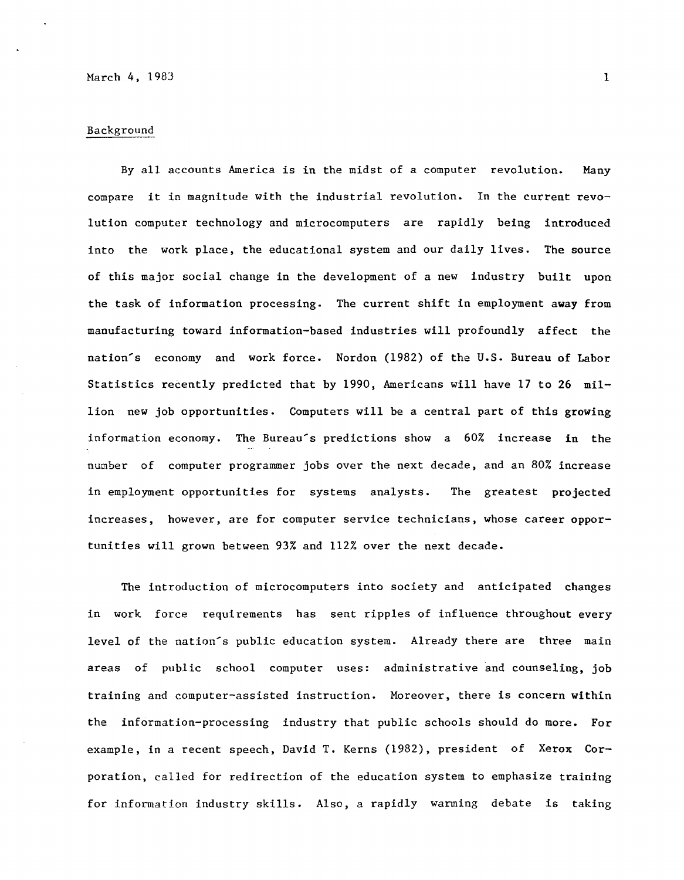March 4, 1983

Background

By all accounts America is in the midst of a computer revolution. Many compare it in magnitude with the industrial revolution. In the current revolution computer technology and microcomputers are rapidly being introduced into the work place, the educational system and our daily lives. The source of this major social change in the development of a new industry built upon the task of information processing. The current shift in employment away from manufacturing toward information-based industries will profoundly affect the nation's economy and work force. Nordon (1982) of the U.S. Bureau of Labor Statistics recently predicted that by 1990, Americans will have 17 to 26 million new job opportunities. Computers will be a central part of this growing information economy. The Bureau's predictions show a 60% increase in the number of computer programmer jobs over the next decade, and an 80% increase in employment opportunities for systems analysts. The greatest projected increases, however, are for computer service technicians, whose career opportunities will grown between 93% and 112% over the next decade.

The introduction of microcomputers into society and anticipated changes in work force requirements has sent ripples of influence throughout every level of the nation's public education system. Already there are three main areas of public school computer uses: administrative and counseling, job training and computer-assisted instruction. Moreover, there is concern within the information-processing industry that public schools should do more. For example, in a recent speech, David T. Kerns (1982), president of Xerox Corporation, called for redirection of the education system to emphasize training for information industry skills. Also, a rapidly warming debate is taking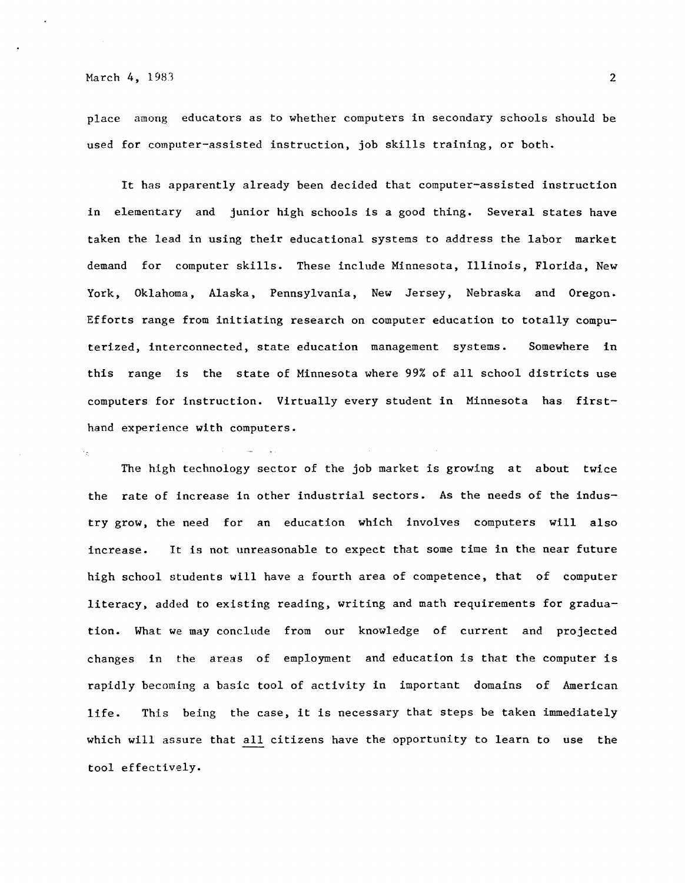place among educators as to whether computers in secondary schools should be used for computer-assisted instruction, job skills training, or both.

It has apparently already been decided that computer-assisted instruction in elementary and junior high schools is a good thing. Several states have taken the lead in using their educational systems to address the labor market demand for computer skills. These include Minnesota, Illinois, Florida, New York, Oklahoma, Alaska, Pennsylvania, New Jersey, Nebraska and Oregon. Efforts range from initiating research on computer education to totally computerized, interconnected, state education management systems. Somewhere in this range is the state of Minnesota where 99% of all school districts use computers for instruction. Virtually every student in Minnesota has first-hand experience with computers.

The high technology sector of the job market is growing at about twice the rate of increase in other industrial sectors. As the needs of the industry grow, the need for an education which involves computers will also increase. It is not unreasonable to expect that some time in the near future high school students will have a fourth area of competence, that of computer literacy, added to existing reading, writing and math requirements for graduation. What we may conclude from our knowledge of current and projected changes in the areas of employment and education is that the computer is rapidly becoming a basic tool of activity in important domains of American life. This being the case, it is necessary that steps be taken immediately which will assure that <u>all</u> citizens have the opportunity to learn to use the tool effectively.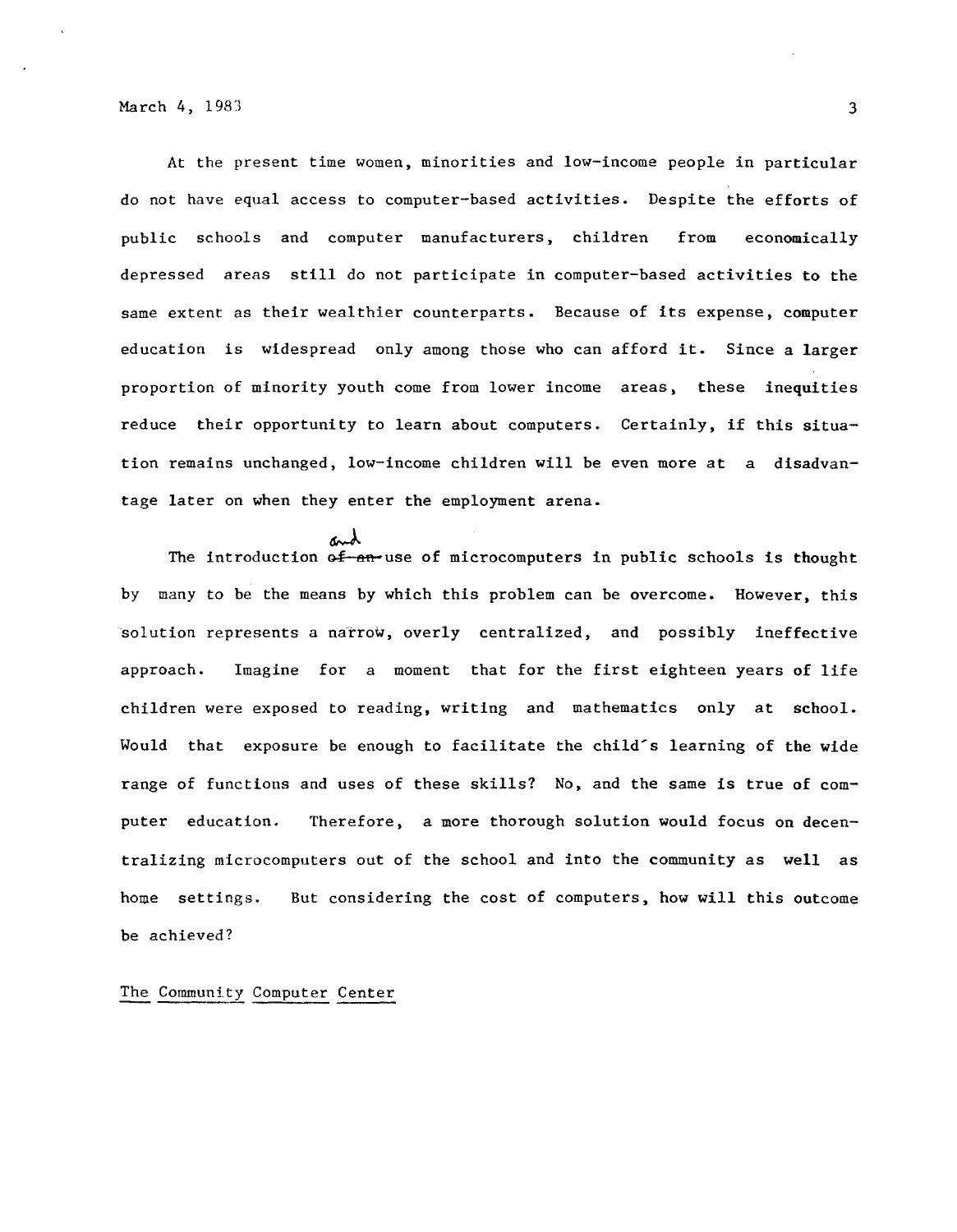At the present time women, minorities and low-income people in particular do not have equal access to computer-based activities. Despite the efforts of public schools and computer manufacturers, children from economically depressed areas still do not participate in computer-based activities to the same extent as their wealthier counterparts. Because of its expense, computer education is widespread only among those who can afford it. Since a larger proportion of minority youth come from lower income areas, these inequities reduce their opportunity to learn about computers. Certainly, if this situation remains unchanged, low-income children will be even more at a disadvantage later on when they enter the employment arena.

The introduction and use of microcomputers in public schools is thought by many to be the means by which this problem can be overcome. However, this solution represents a narrow, overly centralized, and possibly ineffective approach. Imagine for a moment that for the first eighteen years of life children were exposed to reading, writing and mathematics only at school. Would that exposure be enough to facilitate the child's learning of the wide range of functions and uses of these skills? No, and the same is true of computer education. Therefore, a more thorough solution would focus on decentralizing microcomputers out of the school and into the community as well as home settings. But considering the cost of computers, how will this outcome be achieved?

## The Community Computer Center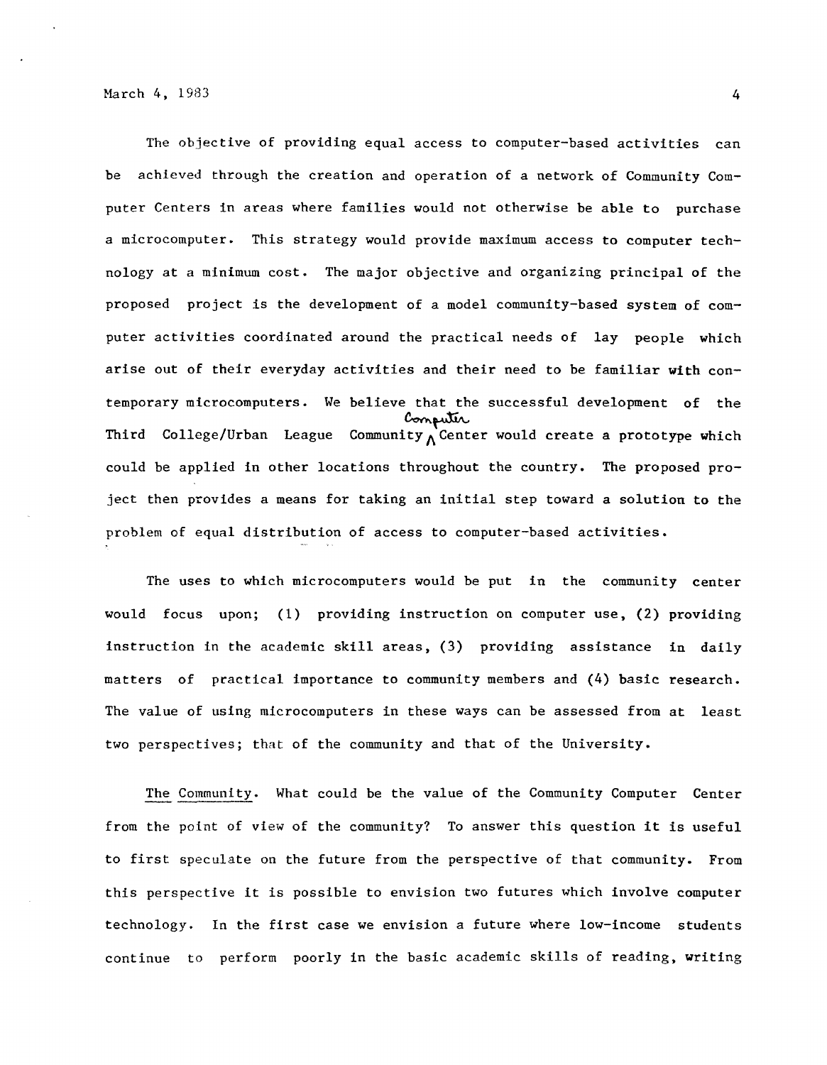The objective of providing equal access to computer-based activities can be achieved through the creation and operation of a network of Community Computer Centers in areas where families would not otherwise be able to purchase a microcomputer. This strategy would provide maximum access to computer technology at a minimum cost. The major objective and organizing principal of the proposed project is the development of a model community-based system of computer activities coordinated around the practical needs of lay people which arise out of their everyday activities and their need to be familiar with contemporary microcomputers. We believe that the successful development of the Third College/Urban League Community Computer Center would create a prototype which could be applied in other locations throughout the country. The proposed project then provides a means for taking an initial step toward a solution to the problem of equal distribution of access to computer-based activities.

The uses to which microcomputers would be put in the community center would focus upon; (1) providing instruction on computer use, (2) providing instruction in the academic skill areas, (3) providing assistance in daily matters of practical importance to community members and (4) basic research. The value of using microcomputers in these ways can be assessed from at least two perspectives; that of the community and that of the University.

<u>The Community</u>. What could be the value of the Community Computer Center from the point of view of the community? To answer this question it is useful to first speculate on the future from the perspective of that community. From this perspective it is possible to envision two futures which involve computer technology. In the first case we envision a future where low-income students continue to perform poorly in the basic academic skills of reading, writing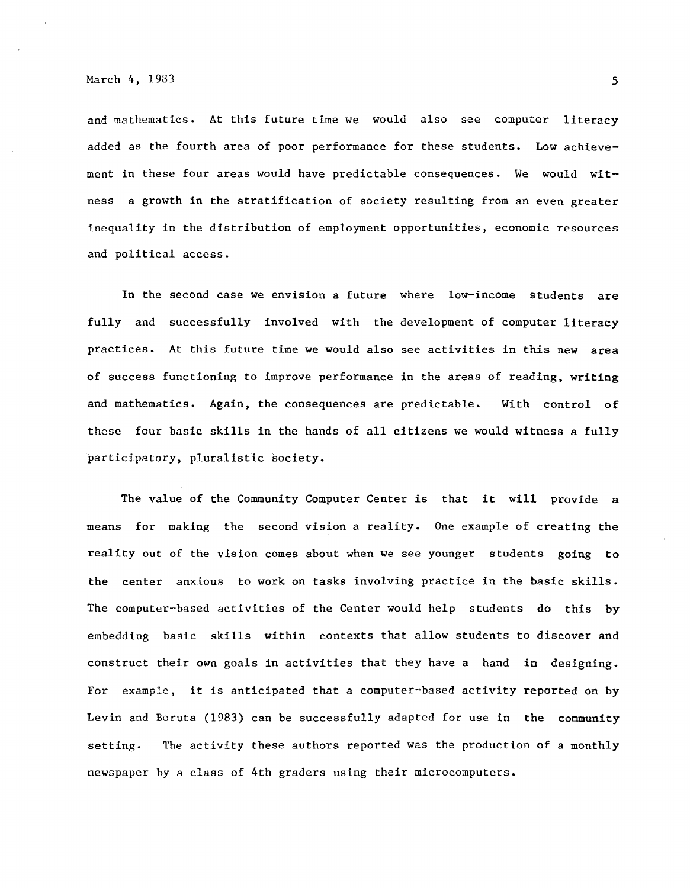and mathematics. At this future time we would also see computer literacy added as the fourth area of poor performance for these students. Low achievement in these four areas would have predictable consequences. We would witness a growth in the stratification of society resulting from an even greater inequality in the distribution of employment opportunities, economic resources and political access.

In the second case we envision a future where low-income students are fully and successfully involved with the development of computer literacy practices. At this future time we would also see activities in this new area of success functioning to improve performance in the areas of reading, writing and mathematics. Again, the consequences are predictable. With control of these four basic skills in the hands of all citizens we would witness a fully participatory, pluralistic society.

The value of the Community Computer Center is that it will provide a means for making the second vision a reality. One example of creating the reality out of the vision comes about when we see younger students going to the center anxious to work on tasks involving practice in the basic skills. The computer-based activities of the Center would help students do this by embedding basic skills within contexts that allow students to discover and construct their own goals in activities that they have a hand in designing. For example, it is anticipated that a computer-based activity reported on by Levin and Boruta (1983) can be successfully adapted for use in the community setting. The activity these authors reported was the production of a monthly newspaper by a class of 4th graders using their microcomputers.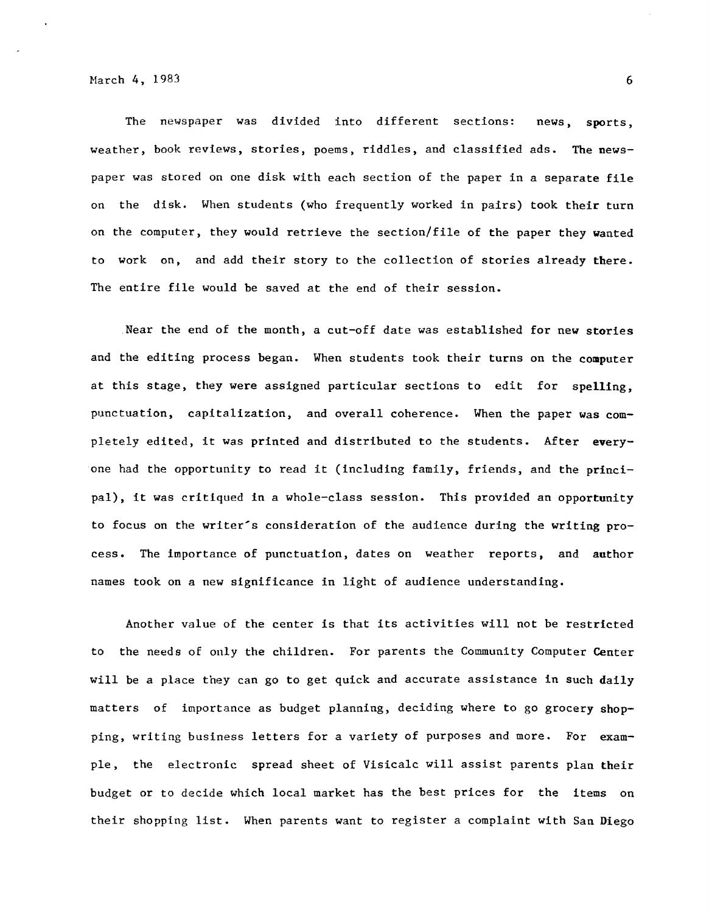The newspaper was divided into different sections: news, sports, weather, book reviews, stories, poems, riddles, and classified ads. The newspaper was stored on one disk with each section of the paper in a separate file on the disk. When students (who frequently worked in pairs) took their turn on the computer, they would retrieve the section/file of the paper they wanted to work on, and add their story to the collection of stories already there. The entire file would be saved at the end of their session.

Near the end of the month, a cut-off date was established for new stories and the editing process began. When students took their turns on the computer at this stage, they were assigned particular sections to edit for spelling, punctuation, capitalization, and overall coherence. When the paper was completely edited, it was printed and distributed to the students. After everyone had the opportunity to read it (including family, friends, and the principal), it was critiqued in a whole-class session. This provided an opportunity to focus on the writer's consideration of the audience during the writing process. The importance of punctuation, dates on weather reports, and author names took on a new significance in light of audience understanding.

Another value of the center is that its activities will not be restricted to the needs of only the children. For parents the Community Computer Center will be a place they can go to get quick and accurate assistance in such daily matters of importance as budget planning, deciding where to go grocery shopping, writing business letters for a variety of purposes and more. For example, the electronic spread sheet of Visicalc will assist parents plan their budget or to decide which local market has the best prices for the items on their shopping list. When parents want to register a complaint with San Diego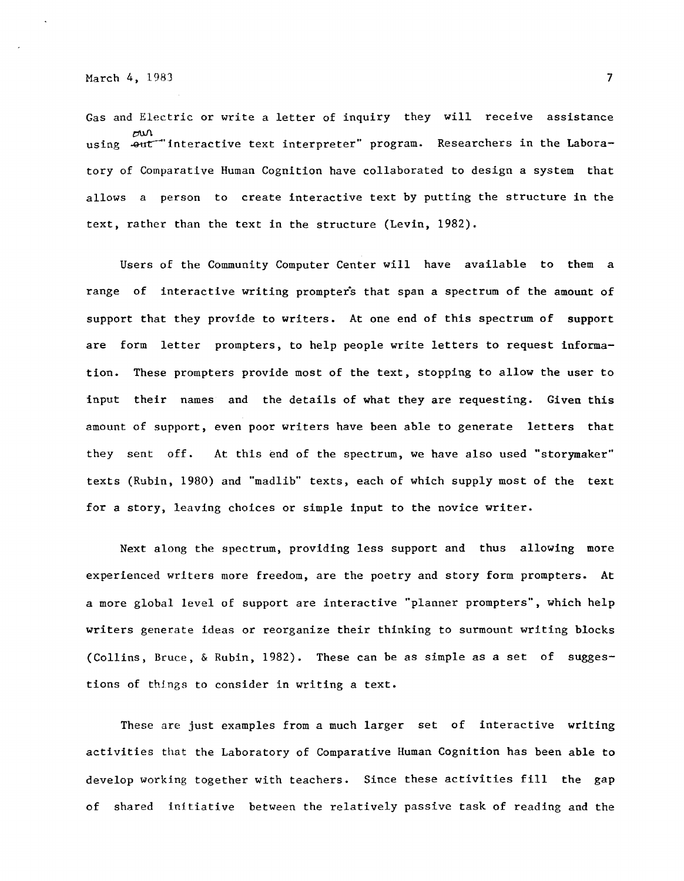Gas and Electric or write a letter of inquiry they will receive assistance using our "interactive text interpreter" program. Researchers in the Laboratory of Comparative Human Cognition have collaborated to design a system that allows a person to create interactive text by putting the structure in the text, rather than the text in the structure (Levin, 1982).

Users of the Community Computer Center will have available to them a range of interactive writing prompters that span a spectrum of the amount of support that they provide to writers. At one end of this spectrum of support are form letter prompters, to help people write letters to request information. These prompters provide most of the text, stopping to allow the user to input their names and the details of what they are requesting. Given this amount of support, even poor writers have been able to generate letters that they sent off. At this end of the spectrum, we have also used "storymaker" texts (Rubin, 1980) and "madlib" texts, each of which supply most of the text for a story, leaving choices or simple input to the novice writer.

Next along the spectrum, providing less support and thus allowing more experienced writers more freedom, are the poetry and story form prompters. At a more global level of support are interactive "planner prompters", which help writers generate ideas or reorganize their thinking to surmount writing blocks (Collins, Bruce, & Rubin, 1982). These can be as simple as a set of suggestions of things to consider in writing a text.

These are just examples from a much larger set of interactive writing activities that the Laboratory of Comparative Human Cognition has been able to develop working together with teachers. Since these activities fill the gap of shared initiative between the relatively passive task of reading and the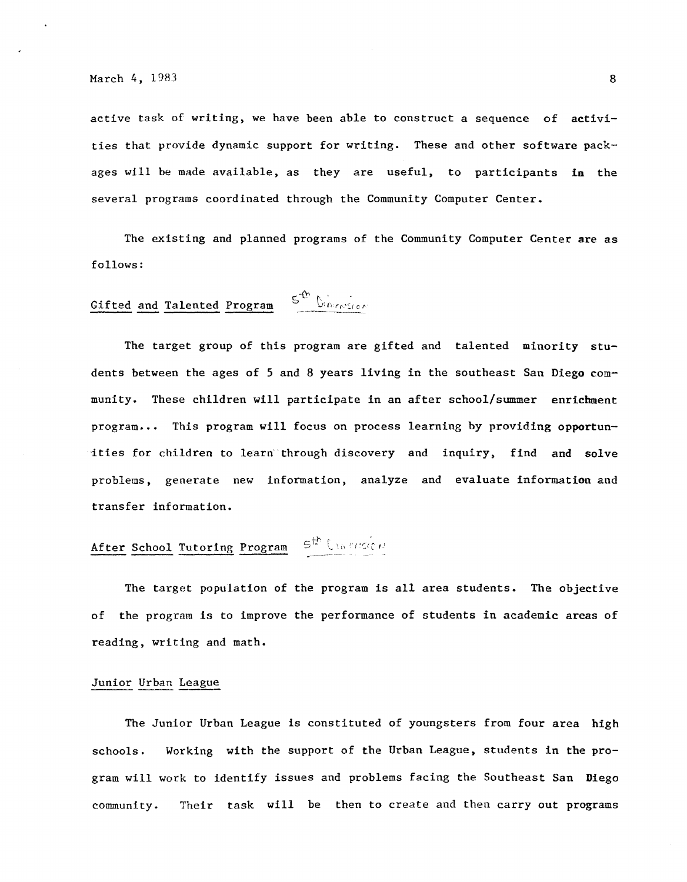active task of writing, we have been able to construct a sequence of activities that provide dynamic support for writing. These and other software packages will be made available, as they are useful, to participants in the several programs coordinated through the Community Computer Center.

The existing and planned programs of the Community Computer Center are as follows:

<u>Gifted and Talented Program</u> 5th Dimension

The target group of this program are gifted and talented minority students between the ages of 5 and 8 years living in the southeast San Diego community. These children will participate in an after school/summer enrichment program... This program will focus on process learning by providing opportunities for children to learn through discovery and inquiry, find and solve problems, generate new information, analyze and evaluate information and transfer information.

<u>After School Tutoring Program</u> 5th Dimension

The target population of the program is all area students. The objective of the program is to improve the performance of students in academic areas of reading, writing and math.

<u>Junior Urban League</u>

The Junior Urban League is constituted of youngsters from four area high schools. Working with the support of the Urban League, students in the program will work to identify issues and problems facing the Southeast San Diego community. Their task will be then to create and then carry out programs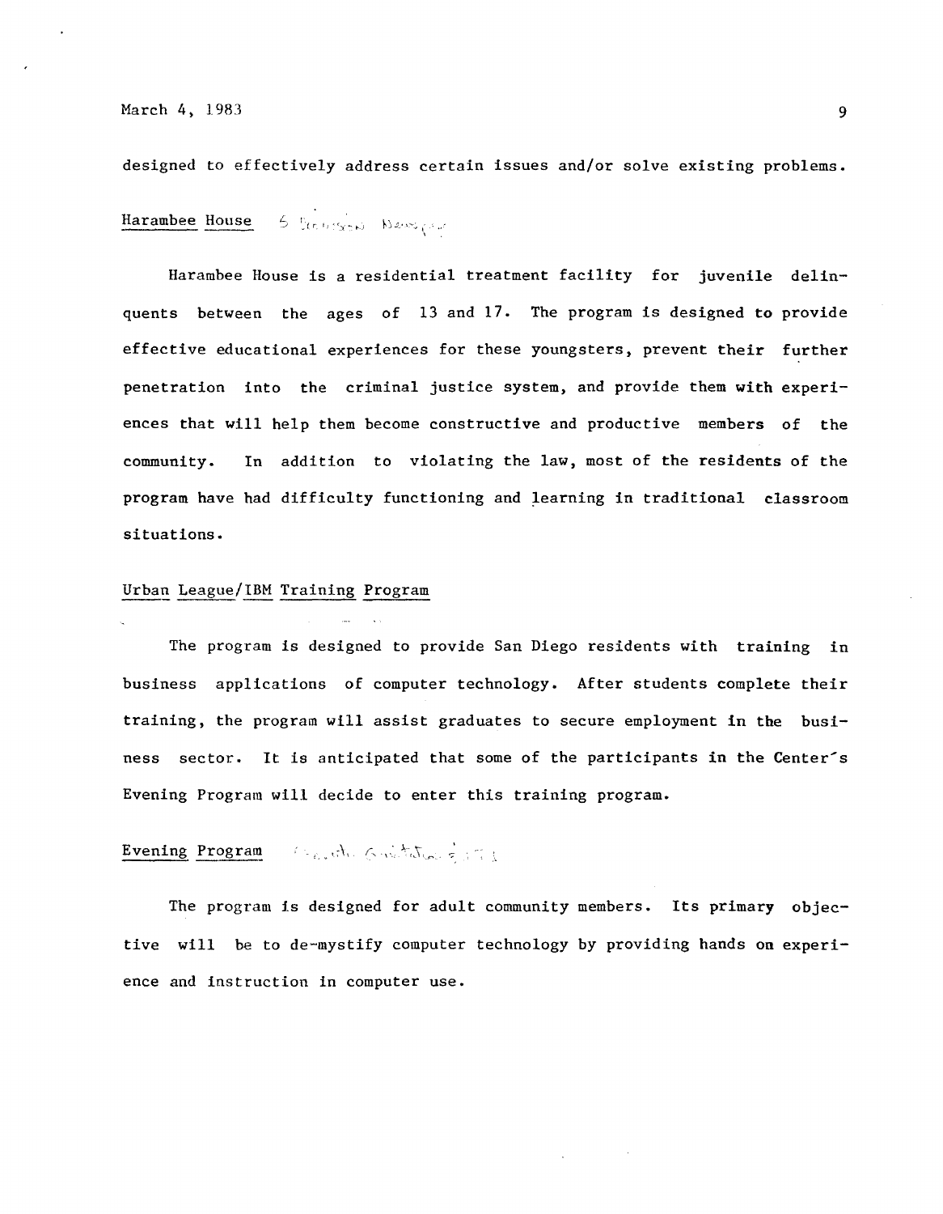designed to effectively address certain issues and/or solve existing problems.

Harambee House

Harambee House is a residential treatment facility for juvenile delinquents between the ages of 13 and 17. The program is designed to provide effective educational experiences for these youngsters, prevent their further penetration into the criminal justice system, and provide them with experiences that will help them become constructive and productive members of the community. In addition to violating the law, most of the residents of the program have had difficulty functioning and learning in traditional classroom situations.

Urban League/IBM Training Program

The program is designed to provide San Diego residents with training in business applications of computer technology. After students complete their training, the program will assist graduates to secure employment in the business sector. It is anticipated that some of the participants in the Center's Evening Program will decide to enter this training program.

Evening Program

The program is designed for adult community members. Its primary objective will be to de-mystify computer technology by providing hands on experience and instruction in computer use.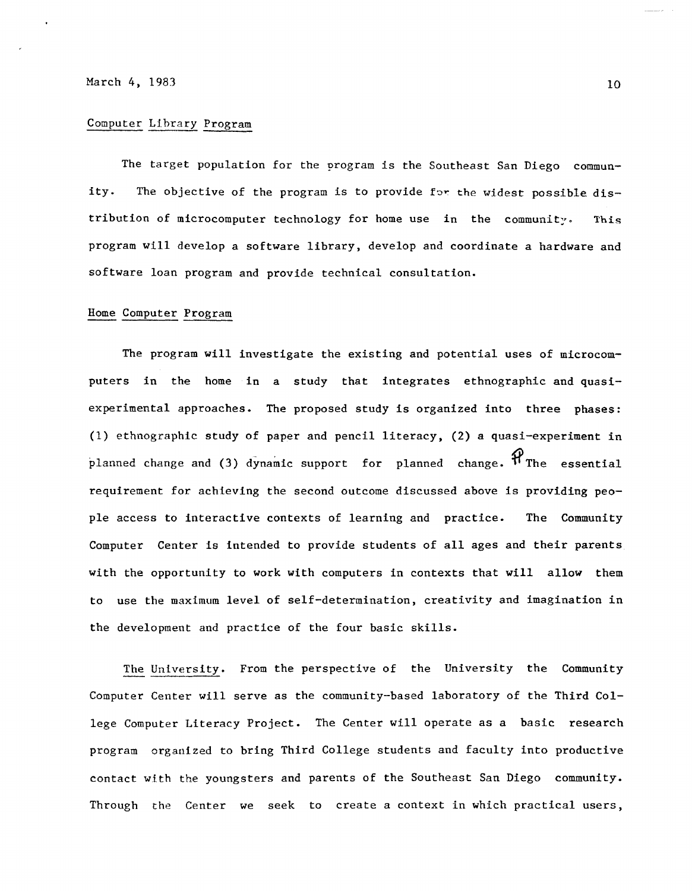Computer Library Program

The target population for the program is the Southeast San Diego community. The objective of the program is to provide for the widest possible distribution of microcomputer technology for home use in the community. This program will develop a software library, develop and coordinate a hardware and software loan program and provide technical consultation.

Home Computer Program

The program will investigate the existing and potential uses of microcomputers in the home in a study that integrates ethnographic and quasi-experimental approaches. The proposed study is organized into three phases: (1) ethnographic study of paper and pencil literacy, (2) a quasi-experiment in planned change and (3) dynamic support for planned change. ¶ The essential requirement for achieving the second outcome discussed above is providing people access to interactive contexts of learning and practice. The Community Computer Center is intended to provide students of all ages and their parents with the opportunity to work with computers in contexts that will allow them to use the maximum level of self-determination, creativity and imagination in the development and practice of the four basic skills.

The University. From the perspective of the University the Community Computer Center will serve as the community-based laboratory of the Third College Computer Literacy Project. The Center will operate as a basic research program organized to bring Third College students and faculty into productive contact with the youngsters and parents of the Southeast San Diego community. Through the Center we seek to create a context in which practical users,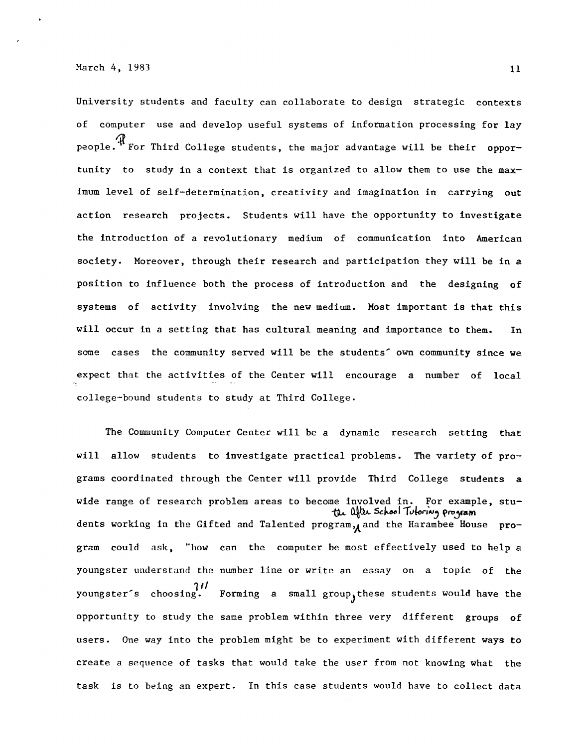University students and faculty can collaborate to design strategic contexts of computer use and develop useful systems of information processing for lay people. ¶ For Third College students, the major advantage will be their opportunity to study in a context that is organized to allow them to use the maximum level of self-determination, creativity and imagination in carrying out action research projects. Students will have the opportunity to investigate the introduction of a revolutionary medium of communication into American society. Moreover, through their research and participation they will be in a position to influence both the process of introduction and the designing of systems of activity involving the new medium. Most important is that this will occur in a setting that has cultural meaning and importance to them. In some cases the community served will be the students' own community since we expect that the activities of the Center will encourage a number of local college-bound students to study at Third College.

The Community Computer Center will be a dynamic research setting that will allow students to investigate practical problems. The variety of programs coordinated through the Center will provide Third College students a wide range of research problem areas to become involved in. For example, students working in the Gifted and Talented program, the After School Tutoring program and the Harambee House program could ask, "how can the computer be most effectively used to help a youngster understand the number line or write an essay on a topic of the youngster's choosing?" Forming a small group, these students would have the opportunity to study the same problem within three very different groups of users. One way into the problem might be to experiment with different ways to create a sequence of tasks that would take the user from not knowing what the task is to being an expert. In this case students would have to collect data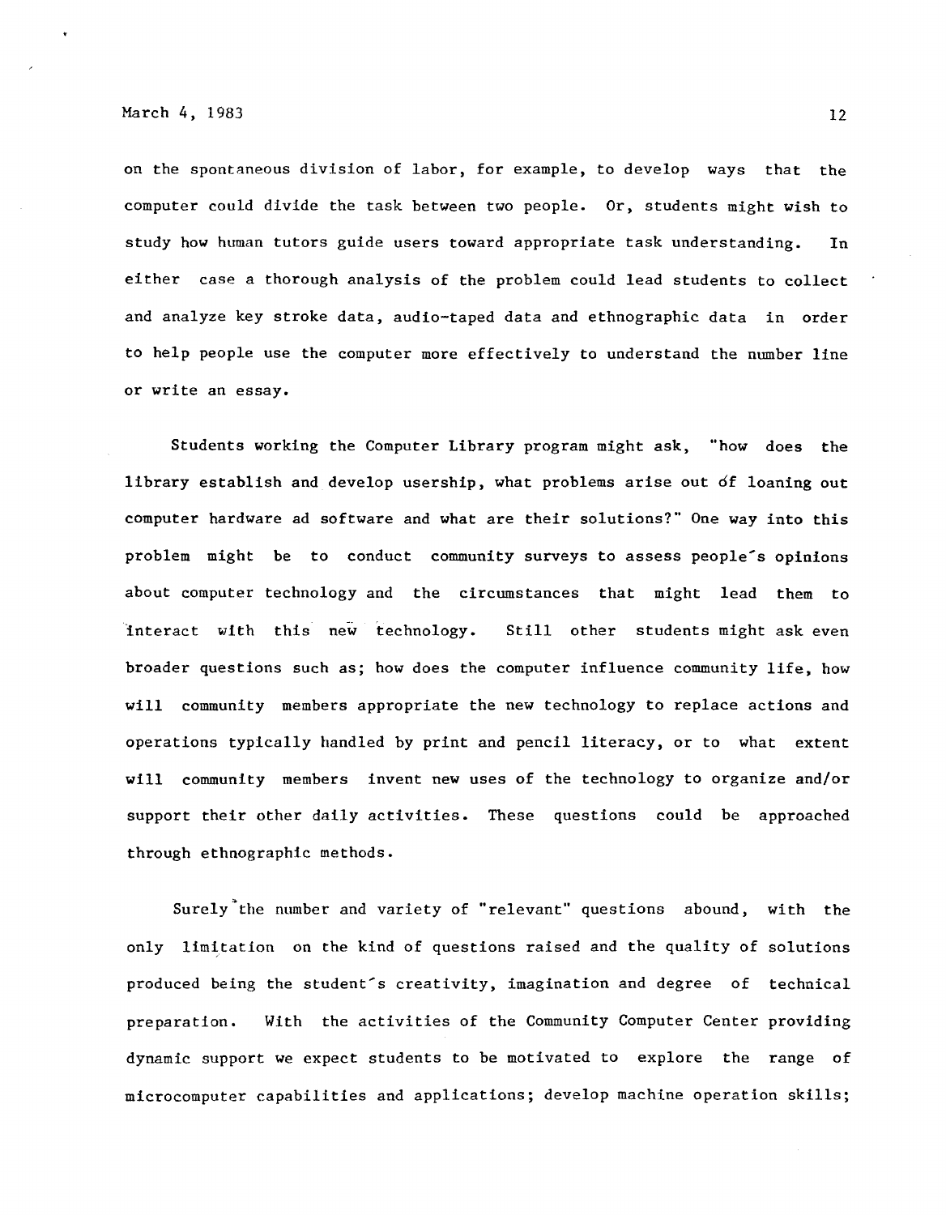on the spontaneous division of labor, for example, to develop ways that the computer could divide the task between two people. Or, students might wish to study how human tutors guide users toward appropriate task understanding. In either case a thorough analysis of the problem could lead students to collect and analyze key stroke data, audio-taped data and ethnographic data in order to help people use the computer more effectively to understand the number line or write an essay.

Students working the Computer Library program might ask, "how does the library establish and develop usership, what problems arise out of loaning out computer hardware ad software and what are their solutions?" One way into this problem might be to conduct community surveys to assess people's opinions about computer technology and the circumstances that might lead them to interact with this new technology. Still other students might ask even broader questions such as; how does the computer influence community life, how will community members appropriate the new technology to replace actions and operations typically handled by print and pencil literacy, or to what extent will community members invent new uses of the technology to organize and/or support their other daily activities. These questions could be approached through ethnographic methods.

Surely the number and variety of "relevant" questions abound, with the only limitation on the kind of questions raised and the quality of solutions produced being the student's creativity, imagination and degree of technical preparation. With the activities of the Community Computer Center providing dynamic support we expect students to be motivated to explore the range of microcomputer capabilities and applications; develop machine operation skills;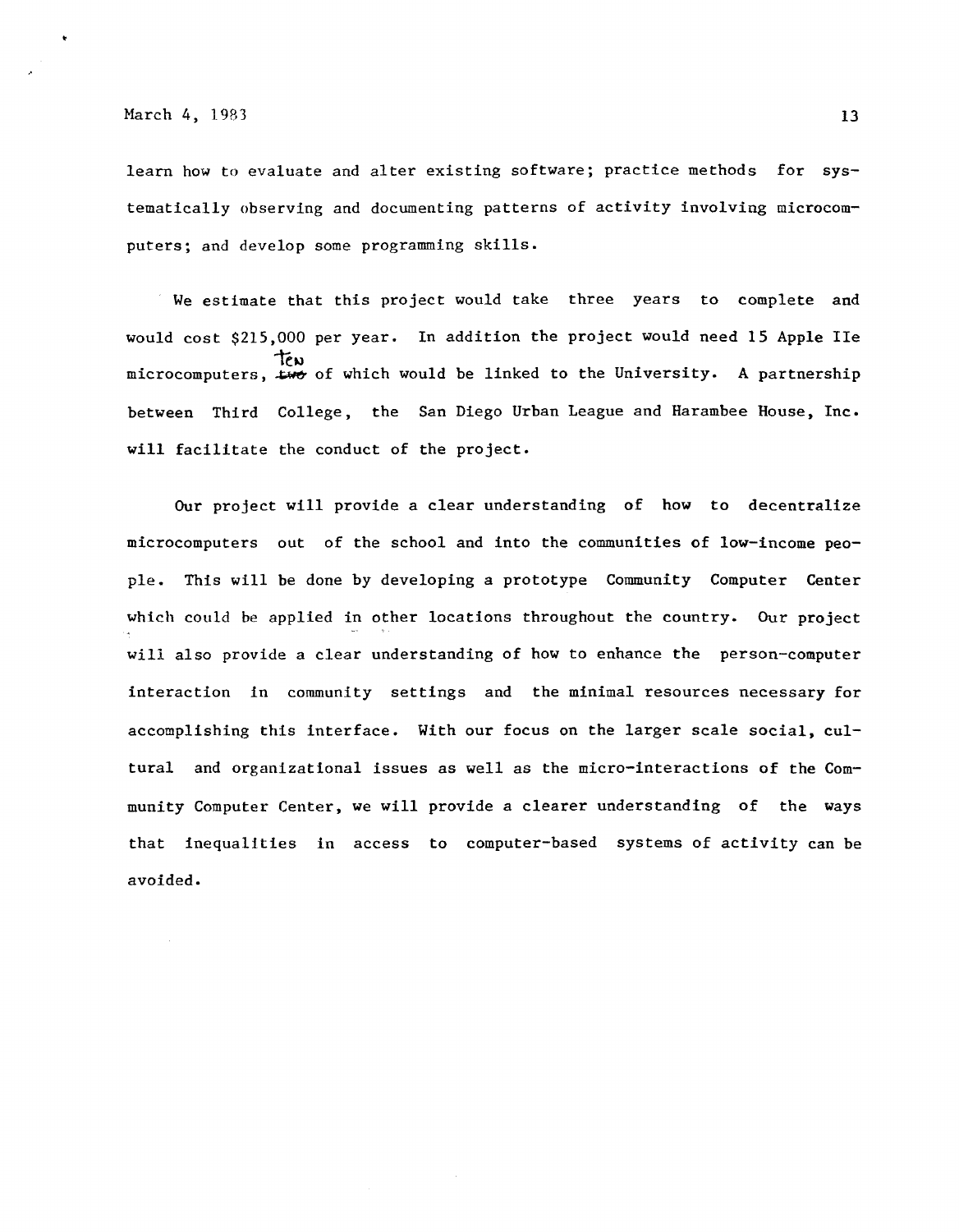learn how to evaluate and alter existing software; practice methods for systematically observing and documenting patterns of activity involving microcomputers; and develop some programming skills.

We estimate that this project would take three years to complete and would cost $215,000 per year. In addition the project would need 15 Apple IIe microcomputers, ten of which would be linked to the University. A partnership between Third College, the San Diego Urban League and Harambee House, Inc. will facilitate the conduct of the project.

Our project will provide a clear understanding of how to decentralize microcomputers out of the school and into the communities of low-income people. This will be done by developing a prototype Community Computer Center which could be applied in other locations throughout the country. Our project will also provide a clear understanding of how to enhance the person-computer interaction in community settings and the minimal resources necessary for accomplishing this interface. With our focus on the larger scale social, cultural and organizational issues as well as the micro-interactions of the Community Computer Center, we will provide a clearer understanding of the ways that inequalities in access to computer-based systems of activity can be avoided.